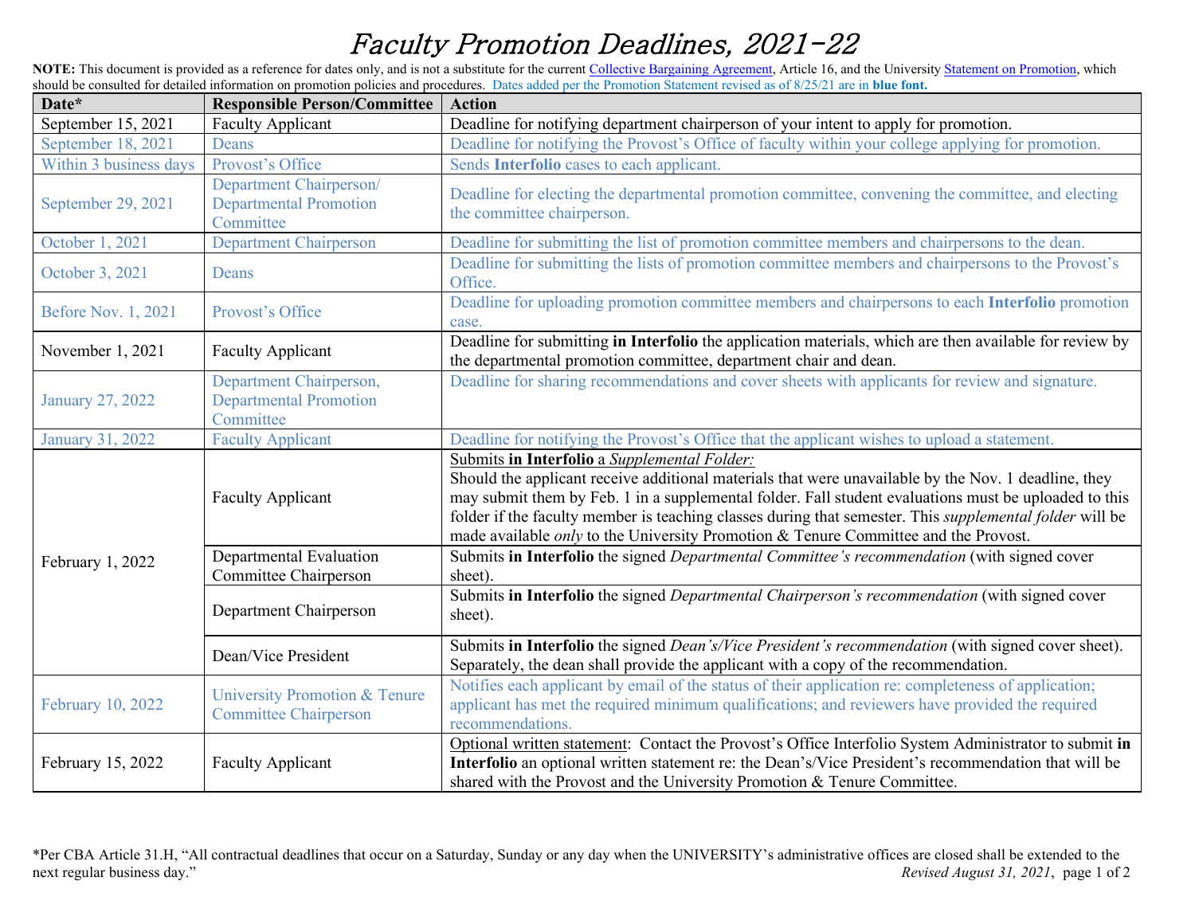# *Faculty Promotion Deadlines, 2021-22*

**NOTE:** This document is provided as a reference for dates only, and is not a substitute for the current Collective Bargaining Agreement, Article 16, and the University Statement on Promotion, which should be consulted for detailed information on promotion policies and procedures. Dates added per the Promotion Statement revised as of 8/25/21 are in **blue font.**

| Date* | Responsible Person/Committee | Action |
|---|---|---|
| September 15, 2021 | Faculty Applicant | Deadline for notifying department chairperson of your intent to apply for promotion. |
| September 18, 2021 | Deans | Deadline for notifying the Provost's Office of faculty within your college applying for promotion. |
| Within 3 business days | Provost's Office | Sends **Interfolio** cases to each applicant. |
| September 29, 2021 | Department Chairperson/ Departmental Promotion Committee | Deadline for electing the departmental promotion committee, convening the committee, and electing the committee chairperson. |
| October 1, 2021 | Department Chairperson | Deadline for submitting the list of promotion committee members and chairpersons to the dean. |
| October 3, 2021 | Deans | Deadline for submitting the lists of promotion committee members and chairpersons to the Provost's Office. |
| Before Nov. 1, 2021 | Provost's Office | Deadline for uploading promotion committee members and chairpersons to each **Interfolio** promotion case. |
| November 1, 2021 | Faculty Applicant | Deadline for submitting **in Interfolio** the application materials, which are then available for review by the departmental promotion committee, department chair and dean. |
| January 27, 2022 | Department Chairperson, Departmental Promotion Committee | Deadline for sharing recommendations and cover sheets with applicants for review and signature. |
| January 31, 2022 | Faculty Applicant | Deadline for notifying the Provost's Office that the applicant wishes to upload a statement. |
| February 1, 2022 | Faculty Applicant | Submits **in Interfolio** a *Supplemental Folder:* Should the applicant receive additional materials that were unavailable by the Nov. 1 deadline, they may submit them by Feb. 1 in a supplemental folder. Fall student evaluations must be uploaded to this folder if the faculty member is teaching classes during that semester. This *supplemental folder* will be made available *only* to the University Promotion & Tenure Committee and the Provost. |
| | Departmental Evaluation Committee Chairperson | Submits **in Interfolio** the signed *Departmental Committee's recommendation* (with signed cover sheet). |
| | Department Chairperson | Submits **in Interfolio** the signed *Departmental Chairperson's recommendation* (with signed cover sheet). |
| | Dean/Vice President | Submits **in Interfolio** the signed *Dean's/Vice President's recommendation* (with signed cover sheet). Separately, the dean shall provide the applicant with a copy of the recommendation. |
| February 10, 2022 | University Promotion & Tenure Committee Chairperson | Notifies each applicant by email of the status of their application re: completeness of application; applicant has met the required minimum qualifications; and reviewers have provided the required recommendations. |
| February 15, 2022 | Faculty Applicant | Optional written statement: Contact the Provost's Office Interfolio System Administrator to submit **in Interfolio** an optional written statement re: the Dean's/Vice President's recommendation that will be shared with the Provost and the University Promotion & Tenure Committee. |

*Per CBA Article 31.H, "All contractual deadlines that occur on a Saturday, Sunday or any day when the UNIVERSITY's administrative offices are closed shall be extended to the next regular business day."

*Revised August 31, 2021*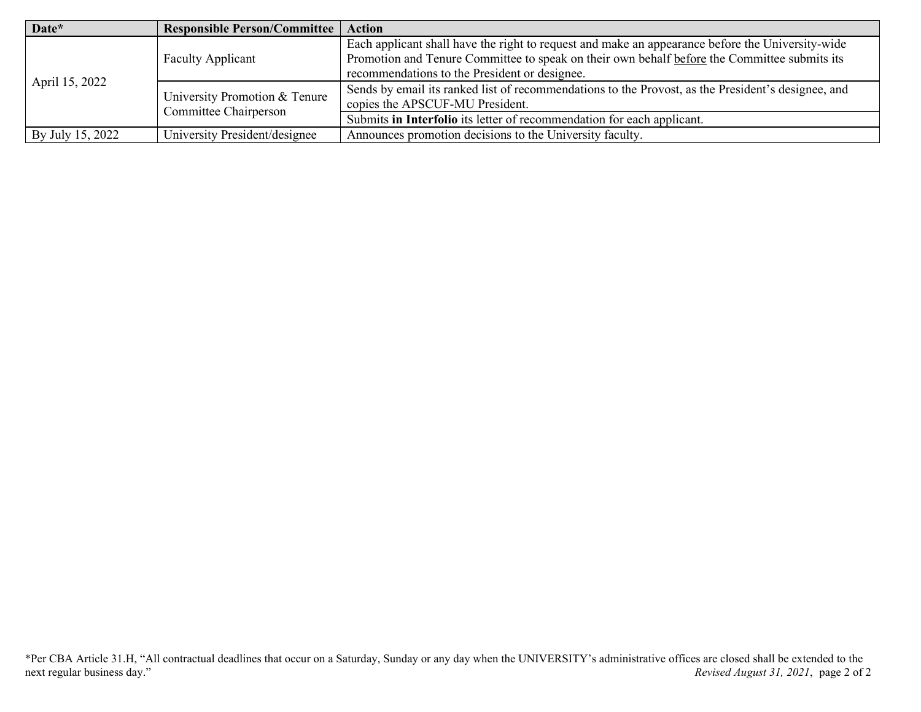| Date* | Responsible Person/Committee | Action |
|---|---|---|
| April 15, 2022 | Faculty Applicant | Each applicant shall have the right to request and make an appearance before the University-wide Promotion and Tenure Committee to speak on their own behalf before the Committee submits its recommendations to the President or designee. |
| | University Promotion & Tenure Committee Chairperson | Sends by email its ranked list of recommendations to the Provost, as the President's designee, and copies the APSCUF-MU President. |
| | | Submits **in Interfolio** its letter of recommendation for each applicant. |
| By July 15, 2022 | University President/designee | Announces promotion decisions to the University faculty. |

*Per CBA Article 31.H, "All contractual deadlines that occur on a Saturday, Sunday or any day when the UNIVERSITY's administrative offices are closed shall be extended to the next regular business day."

*Revised August 31, 2021*